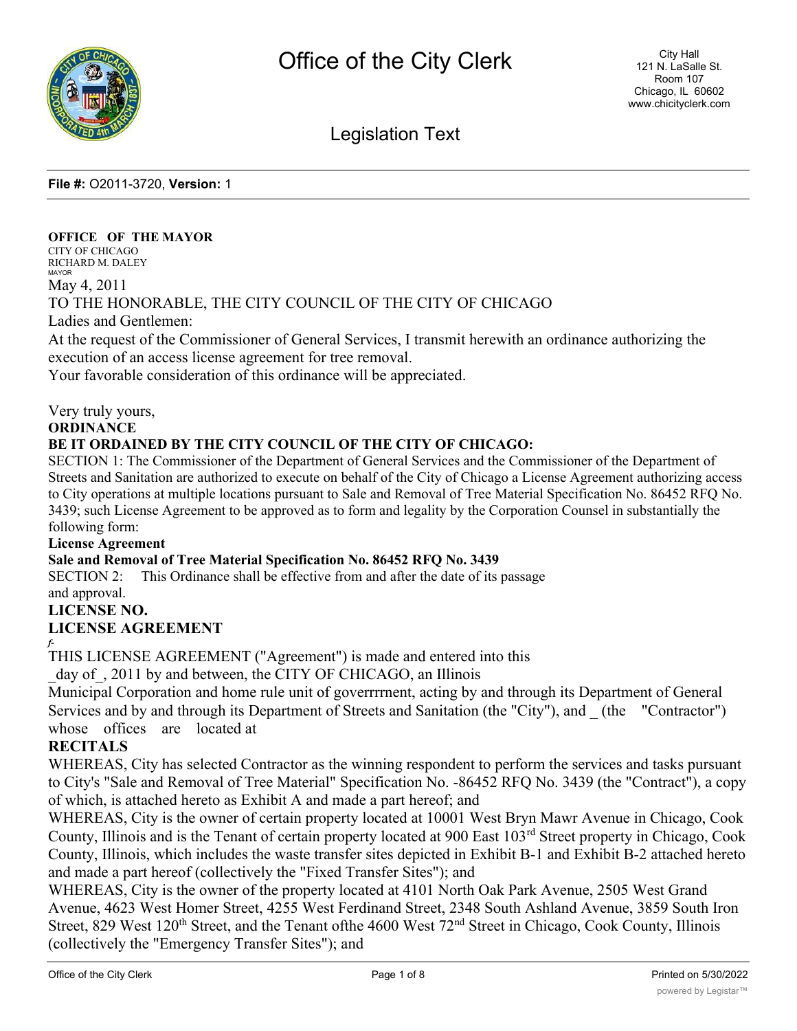# Office of the City Clerk

City Hall
121 N. LaSalle St.
Room 107
Chicago, IL 60602
www.chicityclerk.com

## Legislation Text

**File #:** O2011-3720, **Version:** 1

**OFFICE OF THE MAYOR**
CITY OF CHICAGO
RICHARD M. DALEY
MAYOR

May 4, 2011

TO THE HONORABLE, THE CITY COUNCIL OF THE CITY OF CHICAGO

Ladies and Gentlemen:

At the request of the Commissioner of General Services, I transmit herewith an ordinance authorizing the execution of an access license agreement for tree removal.

Your favorable consideration of this ordinance will be appreciated.

Very truly yours,

**ORDINANCE**

**BE IT ORDAINED BY THE CITY COUNCIL OF THE CITY OF CHICAGO:**

SECTION 1: The Commissioner of the Department of General Services and the Commissioner of the Department of Streets and Sanitation are authorized to execute on behalf of the City of Chicago a License Agreement authorizing access to City operations at multiple locations pursuant to Sale and Removal of Tree Material Specification No. 86452 RFQ No. 3439; such License Agreement to be approved as to form and legality by the Corporation Counsel in substantially the following form:

**License Agreement**

**Sale and Removal of Tree Material Specification No. 86452 RFQ No. 3439**

SECTION 2: This Ordinance shall be effective from and after the date of its passage and approval.

**LICENSE NO.**

**LICENSE AGREEMENT**

*f-*

THIS LICENSE AGREEMENT ("Agreement") is made and entered into this _day of_, 2011 by and between, the CITY OF CHICAGO, an Illinois Municipal Corporation and home rule unit of goverrrrnent, acting by and through its Department of General Services and by and through its Department of Streets and Sanitation (the "City"), and _ (the "Contractor") whose offices are located at

**RECITALS**

WHEREAS, City has selected Contractor as the winning respondent to perform the services and tasks pursuant to City's "Sale and Removal of Tree Material" Specification No. -86452 RFQ No. 3439 (the "Contract"), a copy of which, is attached hereto as Exhibit A and made a part hereof; and

WHEREAS, City is the owner of certain property located at 10001 West Bryn Mawr Avenue in Chicago, Cook County, Illinois and is the Tenant of certain property located at 900 East 103rd Street property in Chicago, Cook County, Illinois, which includes the waste transfer sites depicted in Exhibit B-1 and Exhibit B-2 attached hereto and made a part hereof (collectively the "Fixed Transfer Sites"); and

WHEREAS, City is the owner of the property located at 4101 North Oak Park Avenue, 2505 West Grand Avenue, 4623 West Homer Street, 4255 West Ferdinand Street, 2348 South Ashland Avenue, 3859 South Iron Street, 829 West 120th Street, and the Tenant ofthe 4600 West 72nd Street in Chicago, Cook County, Illinois (collectively the "Emergency Transfer Sites"); and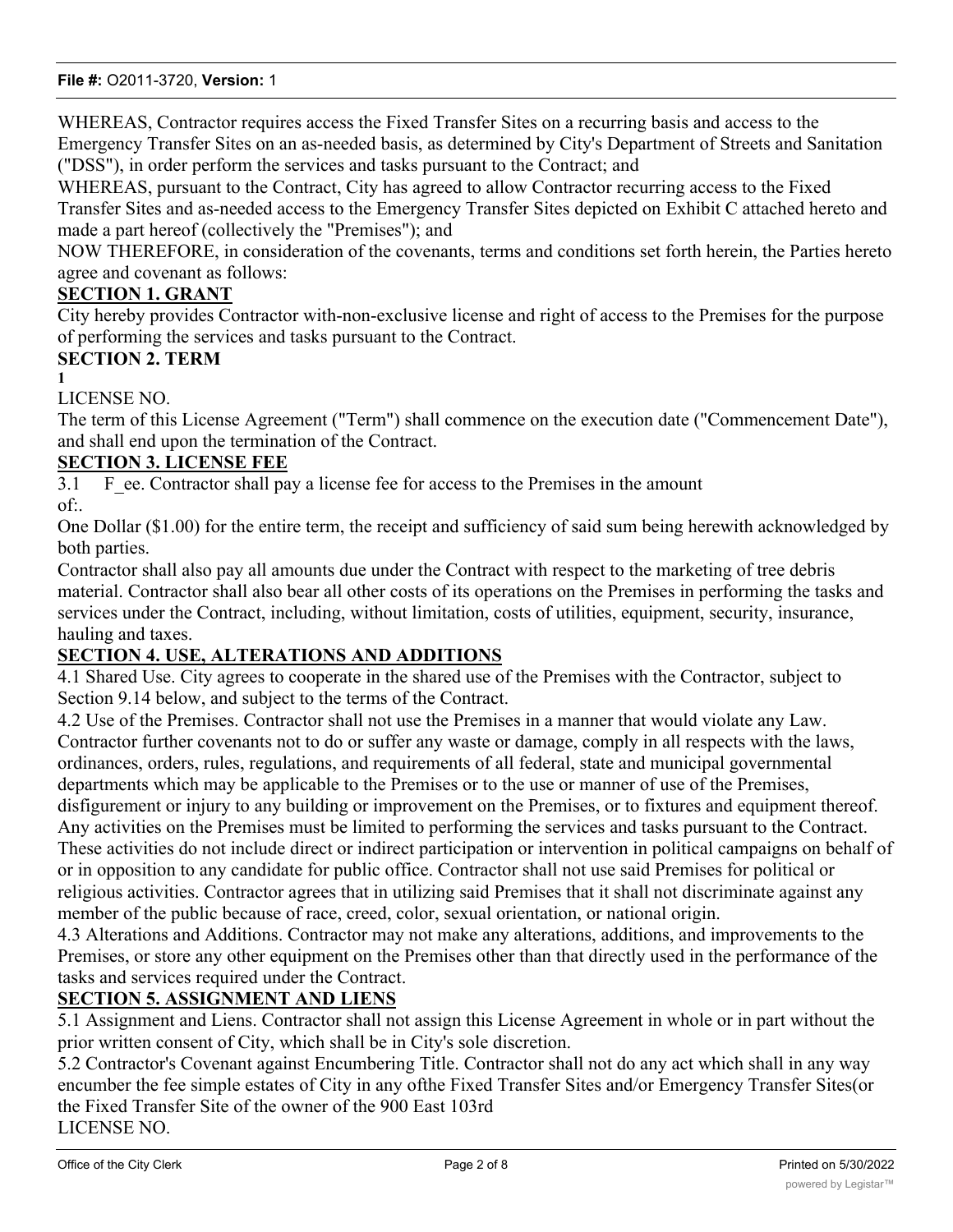WHEREAS, Contractor requires access the Fixed Transfer Sites on a recurring basis and access to the Emergency Transfer Sites on an as-needed basis, as determined by City's Department of Streets and Sanitation ("DSS"), in order perform the services and tasks pursuant to the Contract; and

WHEREAS, pursuant to the Contract, City has agreed to allow Contractor recurring access to the Fixed Transfer Sites and as-needed access to the Emergency Transfer Sites depicted on Exhibit C attached hereto and made a part hereof (collectively the "Premises"); and

NOW THEREFORE, in consideration of the covenants, terms and conditions set forth herein, the Parties hereto agree and covenant as follows:

## SECTION 1. GRANT

City hereby provides Contractor with-non-exclusive license and right of access to the Premises for the purpose of performing the services and tasks pursuant to the Contract.

## SECTION 2. TERM

**1**

LICENSE NO.

The term of this License Agreement ("Term") shall commence on the execution date ("Commencement Date"), and shall end upon the termination of the Contract.

## SECTION 3. LICENSE FEE

3.1 F_ee. Contractor shall pay a license fee for access to the Premises in the amount of:.

One Dollar ($1.00) for the entire term, the receipt and sufficiency of said sum being herewith acknowledged by both parties.

Contractor shall also pay all amounts due under the Contract with respect to the marketing of tree debris material. Contractor shall also bear all other costs of its operations on the Premises in performing the tasks and services under the Contract, including, without limitation, costs of utilities, equipment, security, insurance, hauling and taxes.

## SECTION 4. USE, ALTERATIONS AND ADDITIONS

4.1 Shared Use. City agrees to cooperate in the shared use of the Premises with the Contractor, subject to Section 9.14 below, and subject to the terms of the Contract.

4.2 Use of the Premises. Contractor shall not use the Premises in a manner that would violate any Law. Contractor further covenants not to do or suffer any waste or damage, comply in all respects with the laws, ordinances, orders, rules, regulations, and requirements of all federal, state and municipal governmental departments which may be applicable to the Premises or to the use or manner of use of the Premises, disfigurement or injury to any building or improvement on the Premises, or to fixtures and equipment thereof. Any activities on the Premises must be limited to performing the services and tasks pursuant to the Contract. These activities do not include direct or indirect participation or intervention in political campaigns on behalf of or in opposition to any candidate for public office. Contractor shall not use said Premises for political or religious activities. Contractor agrees that in utilizing said Premises that it shall not discriminate against any member of the public because of race, creed, color, sexual orientation, or national origin.

4.3 Alterations and Additions. Contractor may not make any alterations, additions, and improvements to the Premises, or store any other equipment on the Premises other than that directly used in the performance of the tasks and services required under the Contract.

## SECTION 5. ASSIGNMENT AND LIENS

5.1 Assignment and Liens. Contractor shall not assign this License Agreement in whole or in part without the prior written consent of City, which shall be in City's sole discretion.

5.2 Contractor's Covenant against Encumbering Title. Contractor shall not do any act which shall in any way encumber the fee simple estates of City in any ofthe Fixed Transfer Sites and/or Emergency Transfer Sites(or the Fixed Transfer Site of the owner of the 900 East 103rd

LICENSE NO.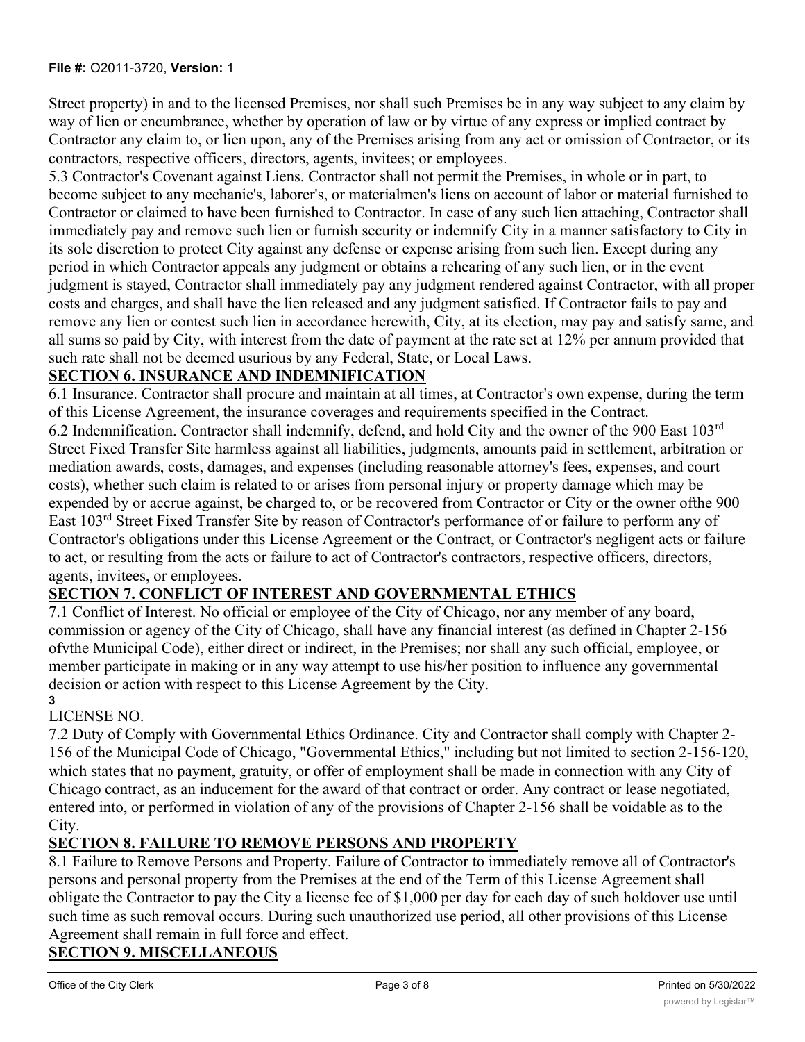Street property) in and to the licensed Premises, nor shall such Premises be in any way subject to any claim by way of lien or encumbrance, whether by operation of law or by virtue of any express or implied contract by Contractor any claim to, or lien upon, any of the Premises arising from any act or omission of Contractor, or its contractors, respective officers, directors, agents, invitees; or employees.

5.3 Contractor's Covenant against Liens. Contractor shall not permit the Premises, in whole or in part, to become subject to any mechanic's, laborer's, or materialmen's liens on account of labor or material furnished to Contractor or claimed to have been furnished to Contractor. In case of any such lien attaching, Contractor shall immediately pay and remove such lien or furnish security or indemnify City in a manner satisfactory to City in its sole discretion to protect City against any defense or expense arising from such lien. Except during any period in which Contractor appeals any judgment or obtains a rehearing of any such lien, or in the event judgment is stayed, Contractor shall immediately pay any judgment rendered against Contractor, with all proper costs and charges, and shall have the lien released and any judgment satisfied. If Contractor fails to pay and remove any lien or contest such lien in accordance herewith, City, at its election, may pay and satisfy same, and all sums so paid by City, with interest from the date of payment at the rate set at 12% per annum provided that such rate shall not be deemed usurious by any Federal, State, or Local Laws.

**SECTION 6. INSURANCE AND INDEMNIFICATION**

6.1 Insurance. Contractor shall procure and maintain at all times, at Contractor's own expense, during the term of this License Agreement, the insurance coverages and requirements specified in the Contract.

6.2 Indemnification. Contractor shall indemnify, defend, and hold City and the owner of the 900 East 103rd Street Fixed Transfer Site harmless against all liabilities, judgments, amounts paid in settlement, arbitration or mediation awards, costs, damages, and expenses (including reasonable attorney's fees, expenses, and court costs), whether such claim is related to or arises from personal injury or property damage which may be expended by or accrue against, be charged to, or be recovered from Contractor or City or the owner ofthe 900 East 103rd Street Fixed Transfer Site by reason of Contractor's performance of or failure to perform any of Contractor's obligations under this License Agreement or the Contract, or Contractor's negligent acts or failure to act, or resulting from the acts or failure to act of Contractor's contractors, respective officers, directors, agents, invitees, or employees.

**SECTION 7. CONFLICT OF INTEREST AND GOVERNMENTAL ETHICS**

7.1 Conflict of Interest. No official or employee of the City of Chicago, nor any member of any board, commission or agency of the City of Chicago, shall have any financial interest (as defined in Chapter 2-156 ofvthe Municipal Code), either direct or indirect, in the Premises; nor shall any such official, employee, or member participate in making or in any way attempt to use his/her position to influence any governmental decision or action with respect to this License Agreement by the City.

LICENSE NO.

7.2 Duty of Comply with Governmental Ethics Ordinance. City and Contractor shall comply with Chapter 2-156 of the Municipal Code of Chicago, "Governmental Ethics," including but not limited to section 2-156-120, which states that no payment, gratuity, or offer of employment shall be made in connection with any City of Chicago contract, as an inducement for the award of that contract or order. Any contract or lease negotiated, entered into, or performed in violation of any of the provisions of Chapter 2-156 shall be voidable as to the City.

**SECTION 8. FAILURE TO REMOVE PERSONS AND PROPERTY**

8.1 Failure to Remove Persons and Property. Failure of Contractor to immediately remove all of Contractor's persons and personal property from the Premises at the end of the Term of this License Agreement shall obligate the Contractor to pay the City a license fee of $1,000 per day for each day of such holdover use until such time as such removal occurs. During such unauthorized use period, all other provisions of this License Agreement shall remain in full force and effect.

**SECTION 9. MISCELLANEOUS**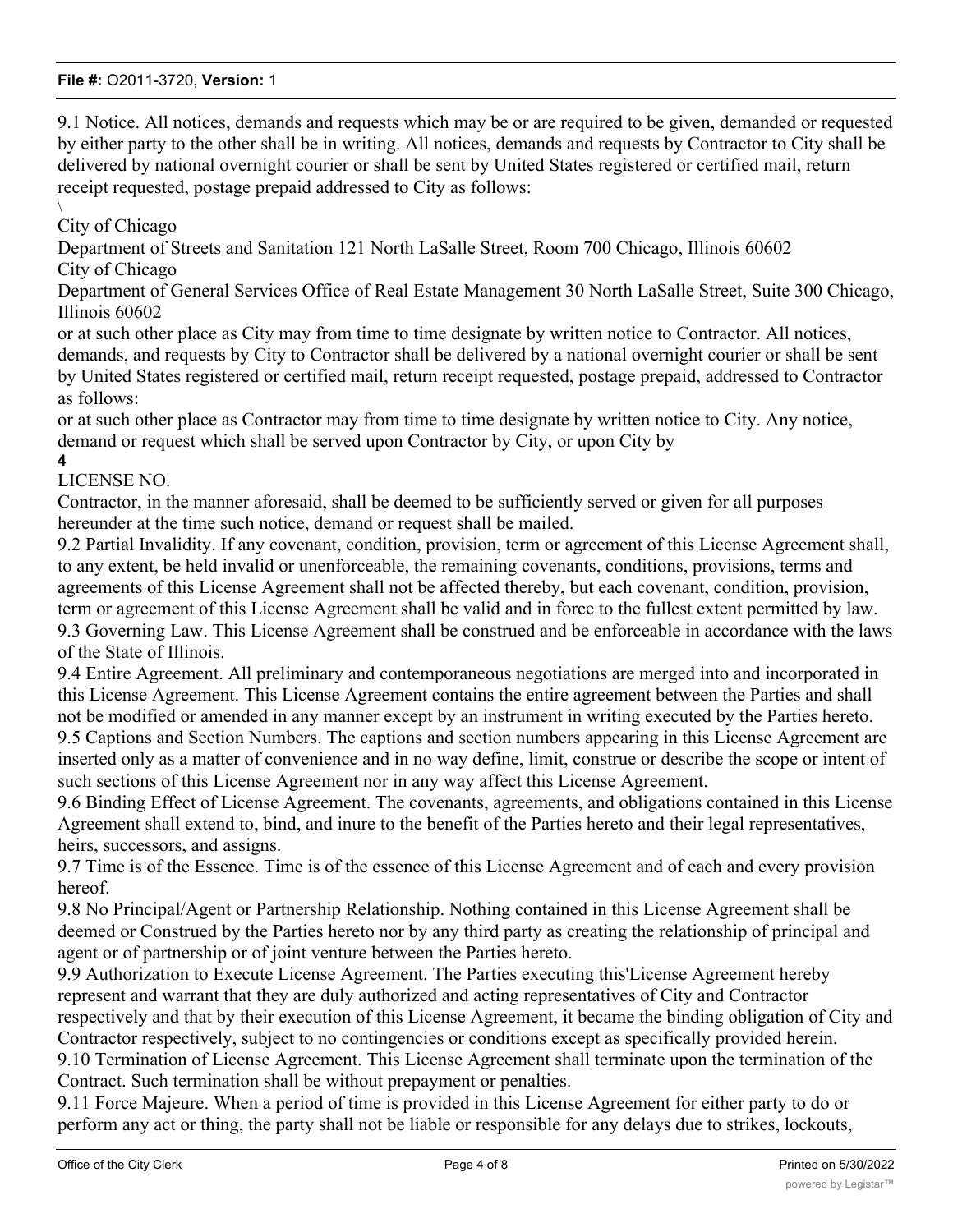9.1 Notice. All notices, demands and requests which may be or are required to be given, demanded or requested by either party to the other shall be in writing. All notices, demands and requests by Contractor to City shall be delivered by national overnight courier or shall be sent by United States registered or certified mail, return receipt requested, postage prepaid addressed to City as follows:

\

City of Chicago

Department of Streets and Sanitation 121 North LaSalle Street, Room 700 Chicago, Illinois 60602

City of Chicago

Department of General Services Office of Real Estate Management 30 North LaSalle Street, Suite 300 Chicago, Illinois 60602

or at such other place as City may from time to time designate by written notice to Contractor. All notices, demands, and requests by City to Contractor shall be delivered by a national overnight courier or shall be sent by United States registered or certified mail, return receipt requested, postage prepaid, addressed to Contractor as follows:

or at such other place as Contractor may from time to time designate by written notice to City. Any notice, demand or request which shall be served upon Contractor by City, or upon City by

**4**

LICENSE NO.

Contractor, in the manner aforesaid, shall be deemed to be sufficiently served or given for all purposes hereunder at the time such notice, demand or request shall be mailed.

9.2 Partial Invalidity. If any covenant, condition, provision, term or agreement of this License Agreement shall, to any extent, be held invalid or unenforceable, the remaining covenants, conditions, provisions, terms and agreements of this License Agreement shall not be affected thereby, but each covenant, condition, provision, term or agreement of this License Agreement shall be valid and in force to the fullest extent permitted by law.

9.3 Governing Law. This License Agreement shall be construed and be enforceable in accordance with the laws of the State of Illinois.

9.4 Entire Agreement. All preliminary and contemporaneous negotiations are merged into and incorporated in this License Agreement. This License Agreement contains the entire agreement between the Parties and shall not be modified or amended in any manner except by an instrument in writing executed by the Parties hereto.

9.5 Captions and Section Numbers. The captions and section numbers appearing in this License Agreement are inserted only as a matter of convenience and in no way define, limit, construe or describe the scope or intent of such sections of this License Agreement nor in any way affect this License Agreement.

9.6 Binding Effect of License Agreement. The covenants, agreements, and obligations contained in this License Agreement shall extend to, bind, and inure to the benefit of the Parties hereto and their legal representatives, heirs, successors, and assigns.

9.7 Time is of the Essence. Time is of the essence of this License Agreement and of each and every provision hereof.

9.8 No Principal/Agent or Partnership Relationship. Nothing contained in this License Agreement shall be deemed or Construed by the Parties hereto nor by any third party as creating the relationship of principal and agent or of partnership or of joint venture between the Parties hereto.

9.9 Authorization to Execute License Agreement. The Parties executing this'License Agreement hereby represent and warrant that they are duly authorized and acting representatives of City and Contractor respectively and that by their execution of this License Agreement, it became the binding obligation of City and Contractor respectively, subject to no contingencies or conditions except as specifically provided herein.

9.10 Termination of License Agreement. This License Agreement shall terminate upon the termination of the Contract. Such termination shall be without prepayment or penalties.

9.11 Force Majeure. When a period of time is provided in this License Agreement for either party to do or perform any act or thing, the party shall not be liable or responsible for any delays due to strikes, lockouts,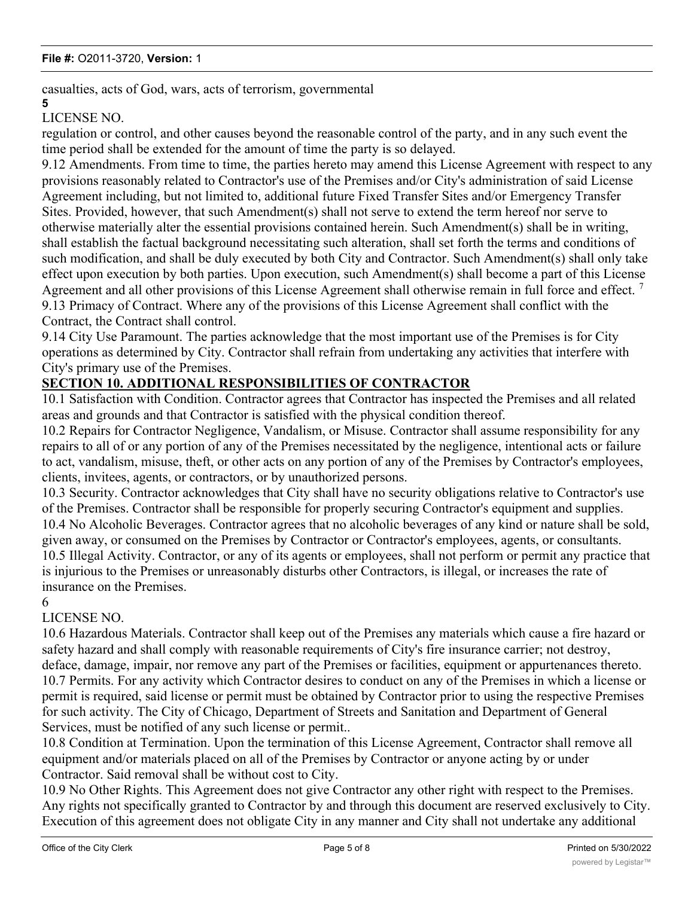casualties, acts of God, wars, acts of terrorism, governmental

**5**

LICENSE NO.

regulation or control, and other causes beyond the reasonable control of the party, and in any such event the time period shall be extended for the amount of time the party is so delayed.

9.12 Amendments. From time to time, the parties hereto may amend this License Agreement with respect to any provisions reasonably related to Contractor's use of the Premises and/or City's administration of said License Agreement including, but not limited to, additional future Fixed Transfer Sites and/or Emergency Transfer Sites. Provided, however, that such Amendment(s) shall not serve to extend the term hereof nor serve to otherwise materially alter the essential provisions contained herein. Such Amendment(s) shall be in writing, shall establish the factual background necessitating such alteration, shall set forth the terms and conditions of such modification, and shall be duly executed by both City and Contractor. Such Amendment(s) shall only take effect upon execution by both parties. Upon execution, such Amendment(s) shall become a part of this License Agreement and all other provisions of this License Agreement shall otherwise remain in full force and effect. [7]

9.13 Primacy of Contract. Where any of the provisions of this License Agreement shall conflict with the Contract, the Contract shall control.

9.14 City Use Paramount. The parties acknowledge that the most important use of the Premises is for City operations as determined by City. Contractor shall refrain from undertaking any activities that interfere with City's primary use of the Premises.

## SECTION 10. ADDITIONAL RESPONSIBILITIES OF CONTRACTOR

10.1 Satisfaction with Condition. Contractor agrees that Contractor has inspected the Premises and all related areas and grounds and that Contractor is satisfied with the physical condition thereof.

10.2 Repairs for Contractor Negligence, Vandalism, or Misuse. Contractor shall assume responsibility for any repairs to all of or any portion of any of the Premises necessitated by the negligence, intentional acts or failure to act, vandalism, misuse, theft, or other acts on any portion of any of the Premises by Contractor's employees, clients, invitees, agents, or contractors, or by unauthorized persons.

10.3 Security. Contractor acknowledges that City shall have no security obligations relative to Contractor's use of the Premises. Contractor shall be responsible for properly securing Contractor's equipment and supplies.

10.4 No Alcoholic Beverages. Contractor agrees that no alcoholic beverages of any kind or nature shall be sold, given away, or consumed on the Premises by Contractor or Contractor's employees, agents, or consultants.

10.5 Illegal Activity. Contractor, or any of its agents or employees, shall not perform or permit any practice that is injurious to the Premises or unreasonably disturbs other Contractors, is illegal, or increases the rate of insurance on the Premises.

6

LICENSE NO.

10.6 Hazardous Materials. Contractor shall keep out of the Premises any materials which cause a fire hazard or safety hazard and shall comply with reasonable requirements of City's fire insurance carrier; not destroy, deface, damage, impair, nor remove any part of the Premises or facilities, equipment or appurtenances thereto.

10.7 Permits. For any activity which Contractor desires to conduct on any of the Premises in which a license or permit is required, said license or permit must be obtained by Contractor prior to using the respective Premises for such activity. The City of Chicago, Department of Streets and Sanitation and Department of General Services, must be notified of any such license or permit..

10.8 Condition at Termination. Upon the termination of this License Agreement, Contractor shall remove all equipment and/or materials placed on all of the Premises by Contractor or anyone acting by or under Contractor. Said removal shall be without cost to City.

10.9 No Other Rights. This Agreement does not give Contractor any other right with respect to the Premises. Any rights not specifically granted to Contractor by and through this document are reserved exclusively to City. Execution of this agreement does not obligate City in any manner and City shall not undertake any additional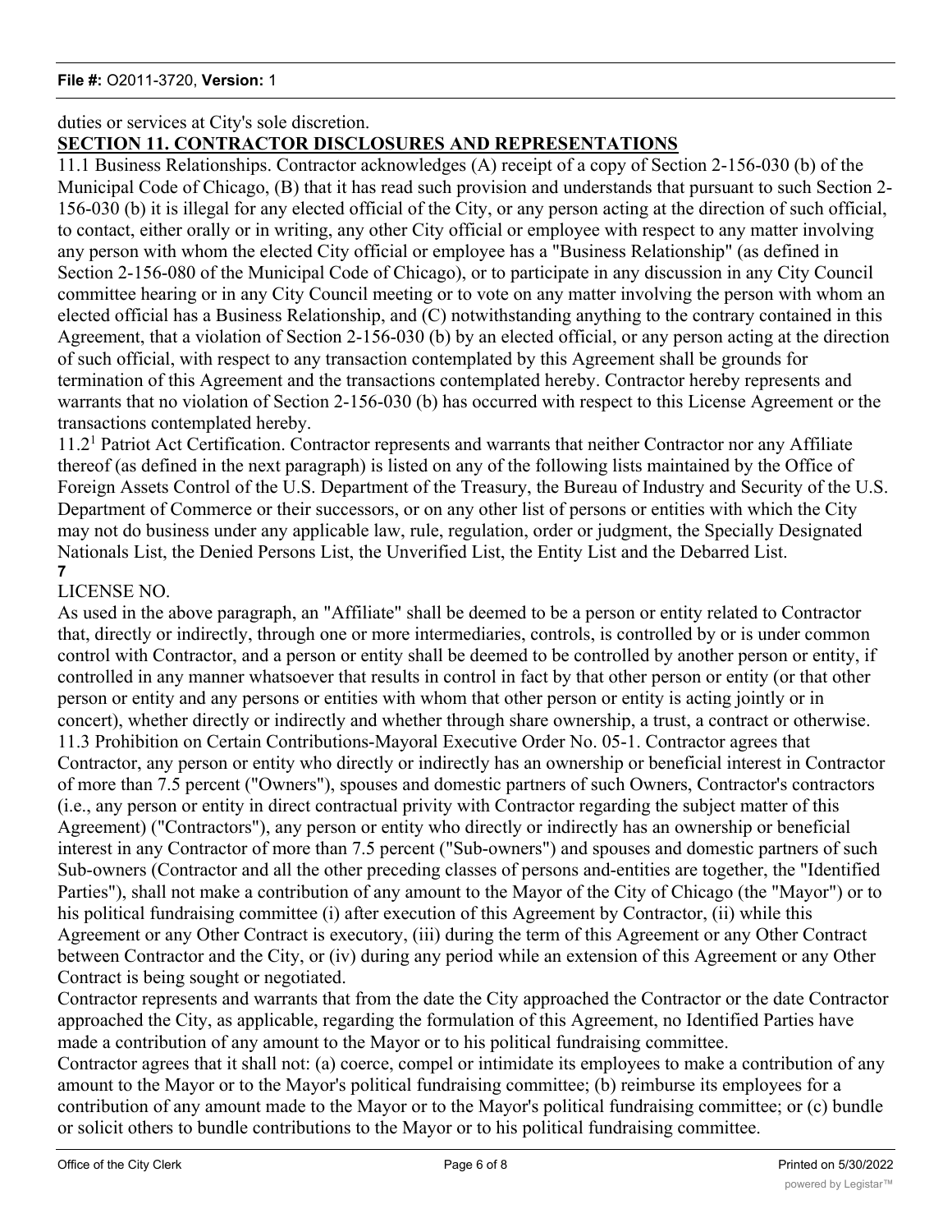duties or services at City's sole discretion.

**SECTION 11. CONTRACTOR DISCLOSURES AND REPRESENTATIONS**

11.1 Business Relationships. Contractor acknowledges (A) receipt of a copy of Section 2-156-030 (b) of the Municipal Code of Chicago, (B) that it has read such provision and understands that pursuant to such Section 2-156-030 (b) it is illegal for any elected official of the City, or any person acting at the direction of such official, to contact, either orally or in writing, any other City official or employee with respect to any matter involving any person with whom the elected City official or employee has a "Business Relationship" (as defined in Section 2-156-080 of the Municipal Code of Chicago), or to participate in any discussion in any City Council committee hearing or in any City Council meeting or to vote on any matter involving the person with whom an elected official has a Business Relationship, and (C) notwithstanding anything to the contrary contained in this Agreement, that a violation of Section 2-156-030 (b) by an elected official, or any person acting at the direction of such official, with respect to any transaction contemplated by this Agreement shall be grounds for termination of this Agreement and the transactions contemplated hereby. Contractor hereby represents and warrants that no violation of Section 2-156-030 (b) has occurred with respect to this License Agreement or the transactions contemplated hereby.

11.2[1] Patriot Act Certification. Contractor represents and warrants that neither Contractor nor any Affiliate thereof (as defined in the next paragraph) is listed on any of the following lists maintained by the Office of Foreign Assets Control of the U.S. Department of the Treasury, the Bureau of Industry and Security of the U.S. Department of Commerce or their successors, or on any other list of persons or entities with which the City may not do business under any applicable law, rule, regulation, order or judgment, the Specially Designated Nationals List, the Denied Persons List, the Unverified List, the Entity List and the Debarred List.

**7**

LICENSE NO.

As used in the above paragraph, an "Affiliate" shall be deemed to be a person or entity related to Contractor that, directly or indirectly, through one or more intermediaries, controls, is controlled by or is under common control with Contractor, and a person or entity shall be deemed to be controlled by another person or entity, if controlled in any manner whatsoever that results in control in fact by that other person or entity (or that other person or entity and any persons or entities with whom that other person or entity is acting jointly or in concert), whether directly or indirectly and whether through share ownership, a trust, a contract or otherwise.

11.3 Prohibition on Certain Contributions-Mayoral Executive Order No. 05-1. Contractor agrees that Contractor, any person or entity who directly or indirectly has an ownership or beneficial interest in Contractor of more than 7.5 percent ("Owners"), spouses and domestic partners of such Owners, Contractor's contractors (i.e., any person or entity in direct contractual privity with Contractor regarding the subject matter of this Agreement) ("Contractors"), any person or entity who directly or indirectly has an ownership or beneficial interest in any Contractor of more than 7.5 percent ("Sub-owners") and spouses and domestic partners of such Sub-owners (Contractor and all the other preceding classes of persons and-entities are together, the "Identified Parties"), shall not make a contribution of any amount to the Mayor of the City of Chicago (the "Mayor") or to his political fundraising committee (i) after execution of this Agreement by Contractor, (ii) while this Agreement or any Other Contract is executory, (iii) during the term of this Agreement or any Other Contract between Contractor and the City, or (iv) during any period while an extension of this Agreement or any Other Contract is being sought or negotiated.

Contractor represents and warrants that from the date the City approached the Contractor or the date Contractor approached the City, as applicable, regarding the formulation of this Agreement, no Identified Parties have made a contribution of any amount to the Mayor or to his political fundraising committee.

Contractor agrees that it shall not: (a) coerce, compel or intimidate its employees to make a contribution of any amount to the Mayor or to the Mayor's political fundraising committee; (b) reimburse its employees for a contribution of any amount made to the Mayor or to the Mayor's political fundraising committee; or (c) bundle or solicit others to bundle contributions to the Mayor or to his political fundraising committee.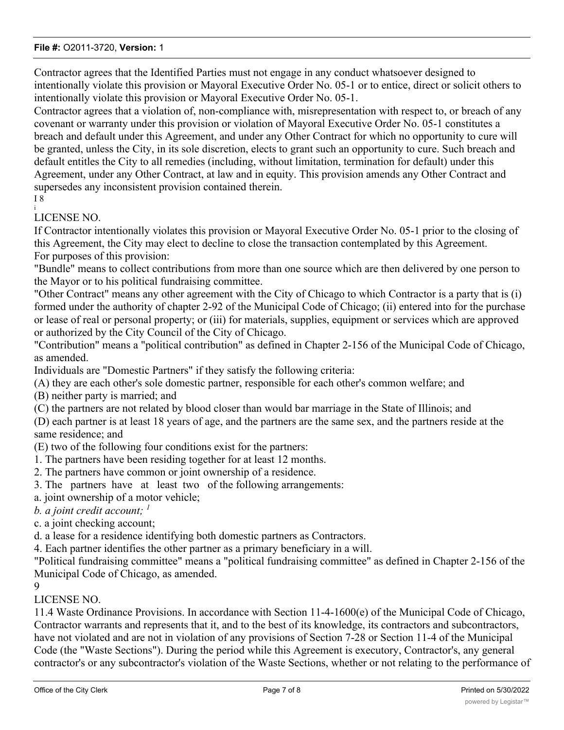Contractor agrees that the Identified Parties must not engage in any conduct whatsoever designed to intentionally violate this provision or Mayoral Executive Order No. 05-1 or to entice, direct or solicit others to intentionally violate this provision or Mayoral Executive Order No. 05-1.

Contractor agrees that a violation of, non-compliance with, misrepresentation with respect to, or breach of any covenant or warranty under this provision or violation of Mayoral Executive Order No. 05-1 constitutes a breach and default under this Agreement, and under any Other Contract for which no opportunity to cure will be granted, unless the City, in its sole discretion, elects to grant such an opportunity to cure. Such breach and default entitles the City to all remedies (including, without limitation, termination for default) under this Agreement, under any Other Contract, at law and in equity. This provision amends any Other Contract and supersedes any inconsistent provision contained therein.

I 8

i

LICENSE NO.

If Contractor intentionally violates this provision or Mayoral Executive Order No. 05-1 prior to the closing of this Agreement, the City may elect to decline to close the transaction contemplated by this Agreement.

For purposes of this provision:

"Bundle" means to collect contributions from more than one source which are then delivered by one person to the Mayor or to his political fundraising committee.

"Other Contract" means any other agreement with the City of Chicago to which Contractor is a party that is (i) formed under the authority of chapter 2-92 of the Municipal Code of Chicago; (ii) entered into for the purchase or lease of real or personal property; or (iii) for materials, supplies, equipment or services which are approved or authorized by the City Council of the City of Chicago.

"Contribution" means a "political contribution" as defined in Chapter 2-156 of the Municipal Code of Chicago, as amended.

Individuals are "Domestic Partners" if they satisfy the following criteria:

(A) they are each other's sole domestic partner, responsible for each other's common welfare; and

(B) neither party is married; and

(C) the partners are not related by blood closer than would bar marriage in the State of Illinois; and

(D) each partner is at least 18 years of age, and the partners are the same sex, and the partners reside at the same residence; and

(E) two of the following four conditions exist for the partners:

1. The partners have been residing together for at least 12 months.
2. The partners have common or joint ownership of a residence.
3. The partners have at least two of the following arrangements:
   a. joint ownership of a motor vehicle;
   *b. a joint credit account;* [1]
   c. a joint checking account;
   d. a lease for a residence identifying both domestic partners as Contractors.
4. Each partner identifies the other partner as a primary beneficiary in a will.

"Political fundraising committee" means a "political fundraising committee" as defined in Chapter 2-156 of the Municipal Code of Chicago, as amended.

9

LICENSE NO.

11.4 Waste Ordinance Provisions. In accordance with Section 11-4-1600(e) of the Municipal Code of Chicago, Contractor warrants and represents that it, and to the best of its knowledge, its contractors and subcontractors, have not violated and are not in violation of any provisions of Section 7-28 or Section 11-4 of the Municipal Code (the "Waste Sections"). During the period while this Agreement is executory, Contractor's, any general contractor's or any subcontractor's violation of the Waste Sections, whether or not relating to the performance of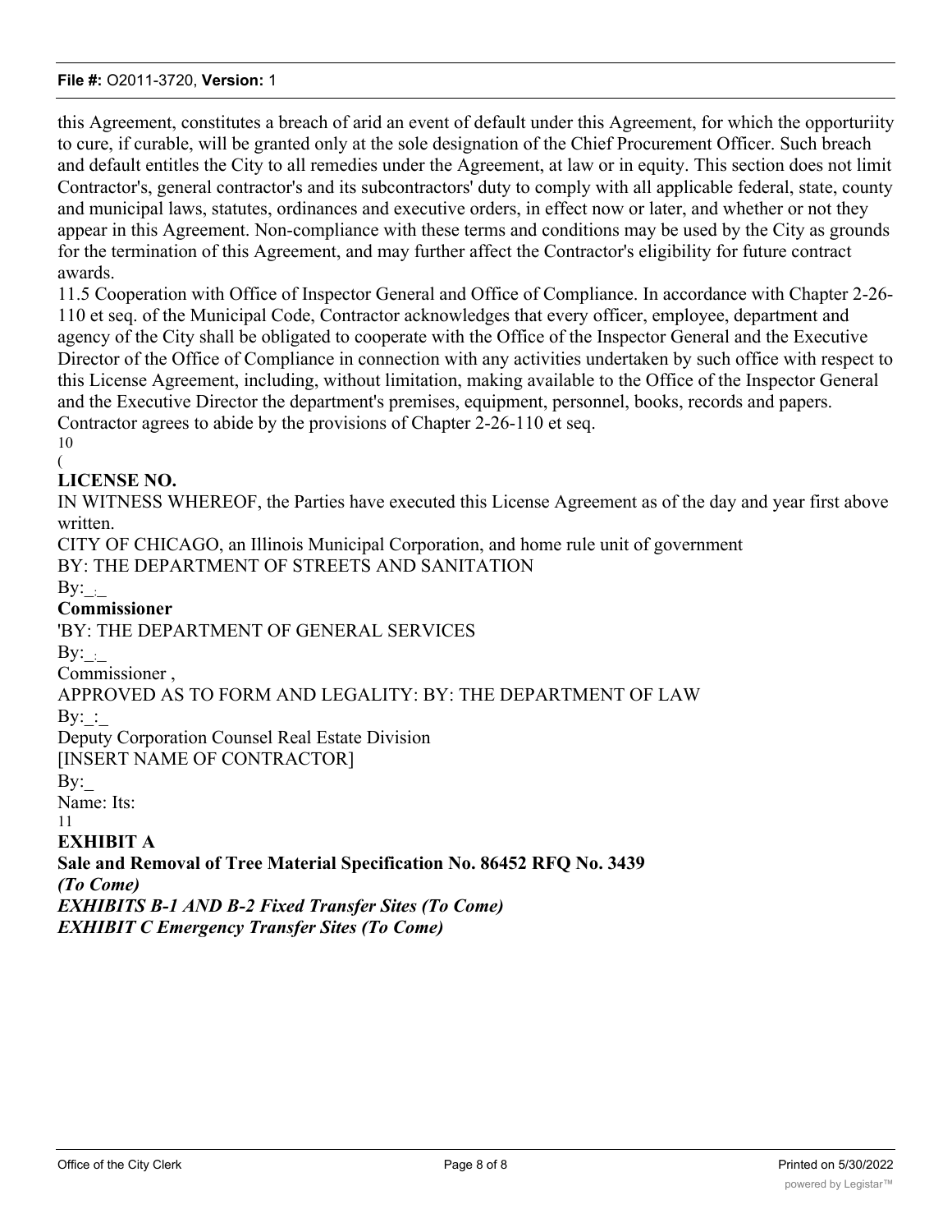this Agreement, constitutes a breach of arid an event of default under this Agreement, for which the opporturiity to cure, if curable, will be granted only at the sole designation of the Chief Procurement Officer. Such breach and default entitles the City to all remedies under the Agreement, at law or in equity. This section does not limit Contractor's, general contractor's and its subcontractors' duty to comply with all applicable federal, state, county and municipal laws, statutes, ordinances and executive orders, in effect now or later, and whether or not they appear in this Agreement. Non-compliance with these terms and conditions may be used by the City as grounds for the termination of this Agreement, and may further affect the Contractor's eligibility for future contract awards.

11.5 Cooperation with Office of Inspector General and Office of Compliance. In accordance with Chapter 2-26-110 et seq. of the Municipal Code, Contractor acknowledges that every officer, employee, department and agency of the City shall be obligated to cooperate with the Office of the Inspector General and the Executive Director of the Office of Compliance in connection with any activities undertaken by such office with respect to this License Agreement, including, without limitation, making available to the Office of the Inspector General and the Executive Director the department's premises, equipment, personnel, books, records and papers. Contractor agrees to abide by the provisions of Chapter 2-26-110 et seq.

10

(

**LICENSE NO.**

IN WITNESS WHEREOF, the Parties have executed this License Agreement as of the day and year first above written.

CITY OF CHICAGO, an Illinois Municipal Corporation, and home rule unit of government

BY: THE DEPARTMENT OF STREETS AND SANITATION

By:_:_

**Commissioner**

'BY: THE DEPARTMENT OF GENERAL SERVICES

By:_:_

Commissioner ,

APPROVED AS TO FORM AND LEGALITY: BY: THE DEPARTMENT OF LAW

By:_:_

Deputy Corporation Counsel Real Estate Division

[INSERT NAME OF CONTRACTOR]

By:_

Name: Its:

11

**EXHIBIT A**

**Sale and Removal of Tree Material Specification No. 86452 RFQ No. 3439**

***(To Come)***

***EXHIBITS B-1 AND B-2 Fixed Transfer Sites (To Come)***

***EXHIBIT C Emergency Transfer Sites (To Come)***